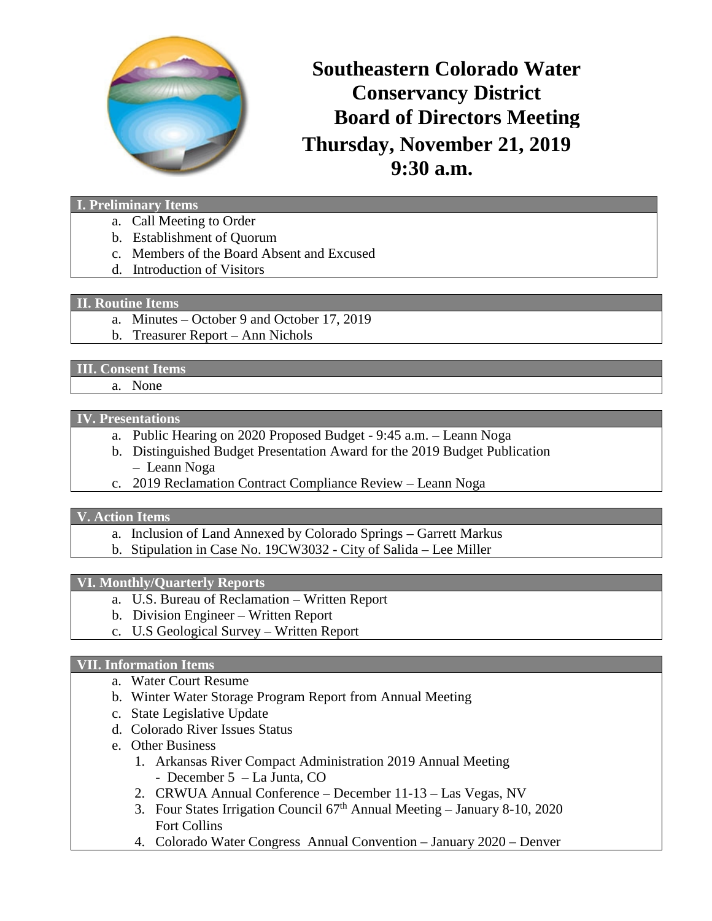# Southeastern Colorado Water Conservancy District Board of Directors Meeting

## Thursday, November 21, 2019
## 9:30 a.m.

### I. Preliminary Items

a. Call Meeting to Order
b. Establishment of Quorum
c. Members of the Board Absent and Excused
d. Introduction of Visitors

### II. Routine Items

a. Minutes – October 9 and October 17, 2019
b. Treasurer Report – Ann Nichols

### III. Consent Items

a. None

### IV. Presentations

a. Public Hearing on 2020 Proposed Budget - 9:45 a.m. – Leann Noga
b. Distinguished Budget Presentation Award for the 2019 Budget Publication – Leann Noga
c. 2019 Reclamation Contract Compliance Review – Leann Noga

### V. Action Items

a. Inclusion of Land Annexed by Colorado Springs – Garrett Markus
b. Stipulation in Case No. 19CW3032 - City of Salida – Lee Miller

### VI. Monthly/Quarterly Reports

a. U.S. Bureau of Reclamation – Written Report
b. Division Engineer – Written Report
c. U.S Geological Survey – Written Report

### VII. Information Items

a. Water Court Resume
b. Winter Water Storage Program Report from Annual Meeting
c. State Legislative Update
d. Colorado River Issues Status
e. Other Business
   1. Arkansas River Compact Administration 2019 Annual Meeting - December 5 – La Junta, CO
   2. CRWUA Annual Conference – December 11-13 – Las Vegas, NV
   3. Four States Irrigation Council 67th Annual Meeting – January 8-10, 2020 Fort Collins
   4. Colorado Water Congress Annual Convention – January 2020 – Denver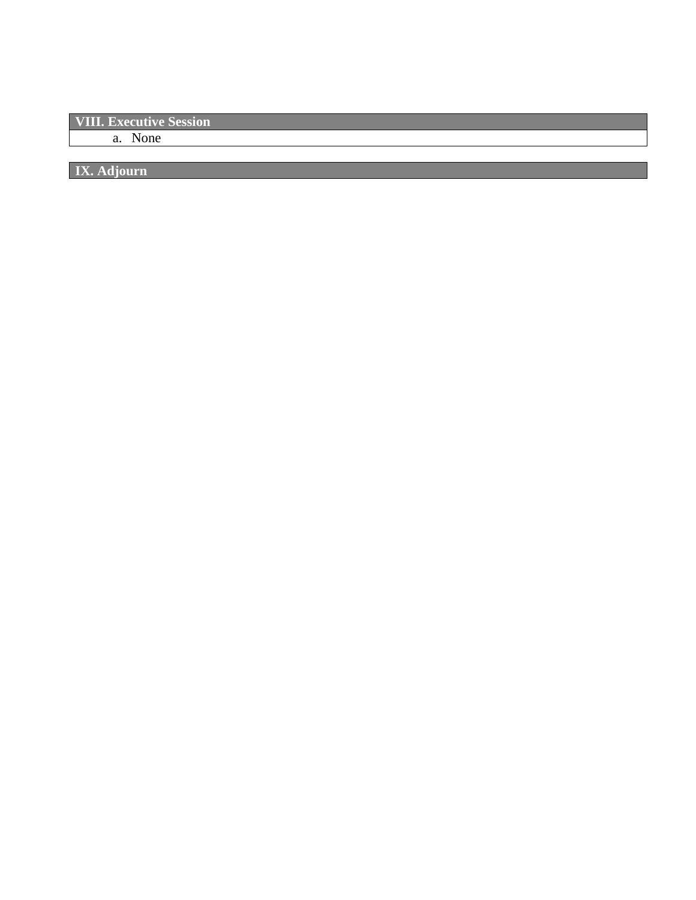## VIII. Executive Session

a. None

## IX. Adjourn